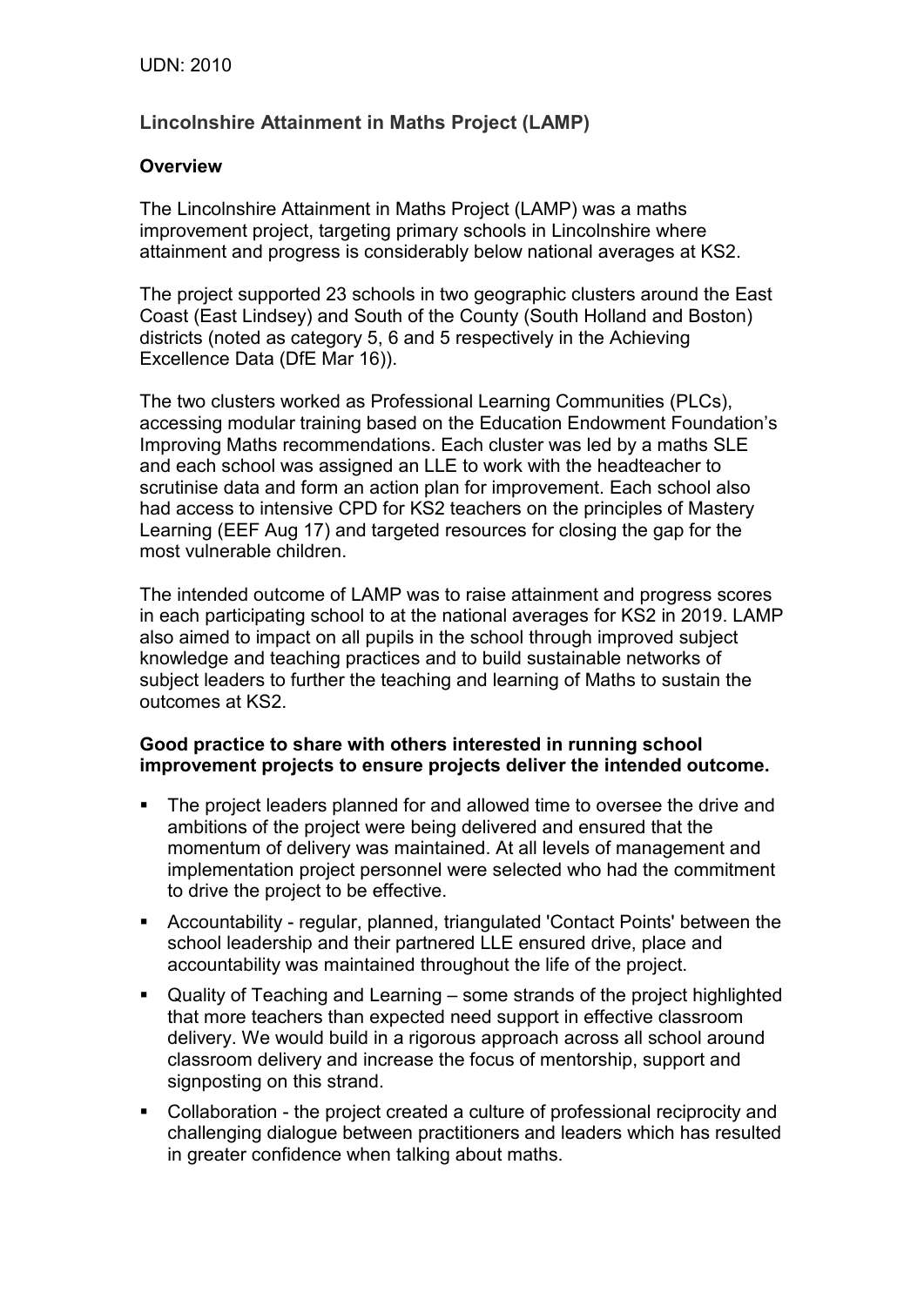UDN: 2010

## Lincolnshire Attainment in Maths Project (LAMP)

### Overview

The Lincolnshire Attainment in Maths Project (LAMP) was a maths improvement project, targeting primary schools in Lincolnshire where attainment and progress is considerably below national averages at KS2.

The project supported 23 schools in two geographic clusters around the East Coast (East Lindsey) and South of the County (South Holland and Boston) districts (noted as category 5, 6 and 5 respectively in the Achieving Excellence Data (DfE Mar 16)).

The two clusters worked as Professional Learning Communities (PLCs), accessing modular training based on the Education Endowment Foundation's Improving Maths recommendations. Each cluster was led by a maths SLE and each school was assigned an LLE to work with the headteacher to scrutinise data and form an action plan for improvement. Each school also had access to intensive CPD for KS2 teachers on the principles of Mastery Learning (EEF Aug 17) and targeted resources for closing the gap for the most vulnerable children.

The intended outcome of LAMP was to raise attainment and progress scores in each participating school to at the national averages for KS2 in 2019. LAMP also aimed to impact on all pupils in the school through improved subject knowledge and teaching practices and to build sustainable networks of subject leaders to further the teaching and learning of Maths to sustain the outcomes at KS2.

**Good practice to share with others interested in running school improvement projects to ensure projects deliver the intended outcome.**

- The project leaders planned for and allowed time to oversee the drive and ambitions of the project were being delivered and ensured that the momentum of delivery was maintained. At all levels of management and implementation project personnel were selected who had the commitment to drive the project to be effective.
- Accountability - regular, planned, triangulated 'Contact Points' between the school leadership and their partnered LLE ensured drive, place and accountability was maintained throughout the life of the project.
- Quality of Teaching and Learning – some strands of the project highlighted that more teachers than expected need support in effective classroom delivery. We would build in a rigorous approach across all school around classroom delivery and increase the focus of mentorship, support and signposting on this strand.
- Collaboration - the project created a culture of professional reciprocity and challenging dialogue between practitioners and leaders which has resulted in greater confidence when talking about maths.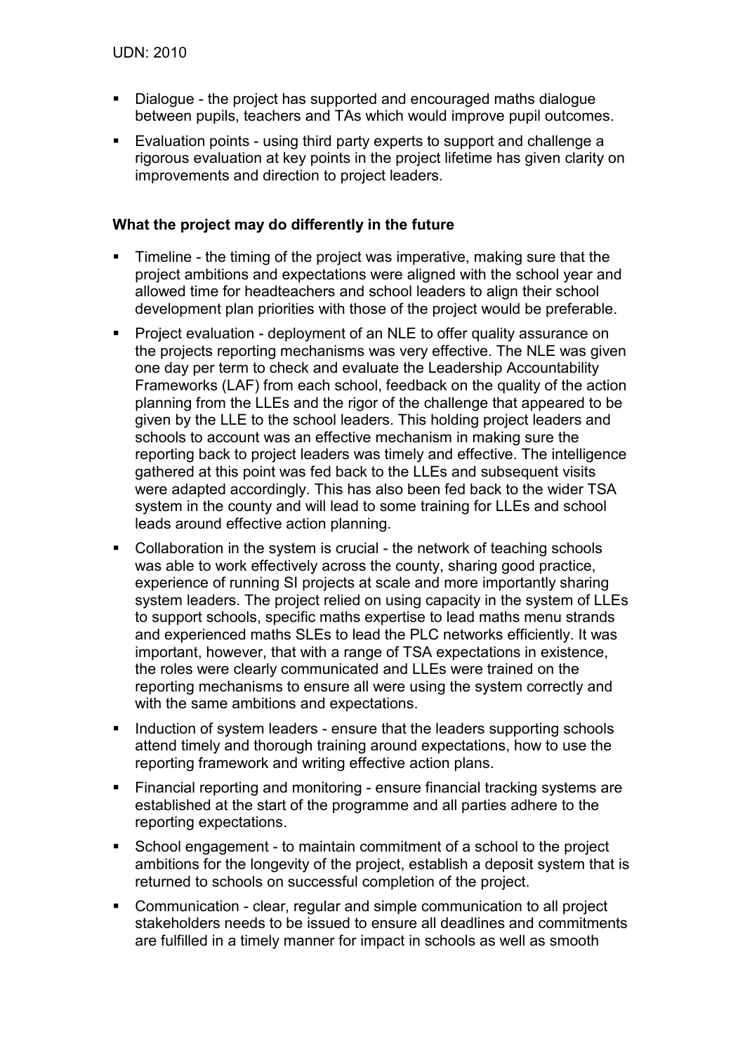- Dialogue - the project has supported and encouraged maths dialogue between pupils, teachers and TAs which would improve pupil outcomes.
- Evaluation points - using third party experts to support and challenge a rigorous evaluation at key points in the project lifetime has given clarity on improvements and direction to project leaders.

**What the project may do differently in the future**

- Timeline - the timing of the project was imperative, making sure that the project ambitions and expectations were aligned with the school year and allowed time for headteachers and school leaders to align their school development plan priorities with those of the project would be preferable.
- Project evaluation - deployment of an NLE to offer quality assurance on the projects reporting mechanisms was very effective. The NLE was given one day per term to check and evaluate the Leadership Accountability Frameworks (LAF) from each school, feedback on the quality of the action planning from the LLEs and the rigor of the challenge that appeared to be given by the LLE to the school leaders. This holding project leaders and schools to account was an effective mechanism in making sure the reporting back to project leaders was timely and effective. The intelligence gathered at this point was fed back to the LLEs and subsequent visits were adapted accordingly. This has also been fed back to the wider TSA system in the county and will lead to some training for LLEs and school leads around effective action planning.
- Collaboration in the system is crucial - the network of teaching schools was able to work effectively across the county, sharing good practice, experience of running SI projects at scale and more importantly sharing system leaders. The project relied on using capacity in the system of LLEs to support schools, specific maths expertise to lead maths menu strands and experienced maths SLEs to lead the PLC networks efficiently. It was important, however, that with a range of TSA expectations in existence, the roles were clearly communicated and LLEs were trained on the reporting mechanisms to ensure all were using the system correctly and with the same ambitions and expectations.
- Induction of system leaders - ensure that the leaders supporting schools attend timely and thorough training around expectations, how to use the reporting framework and writing effective action plans.
- Financial reporting and monitoring - ensure financial tracking systems are established at the start of the programme and all parties adhere to the reporting expectations.
- School engagement - to maintain commitment of a school to the project ambitions for the longevity of the project, establish a deposit system that is returned to schools on successful completion of the project.
- Communication - clear, regular and simple communication to all project stakeholders needs to be issued to ensure all deadlines and commitments are fulfilled in a timely manner for impact in schools as well as smooth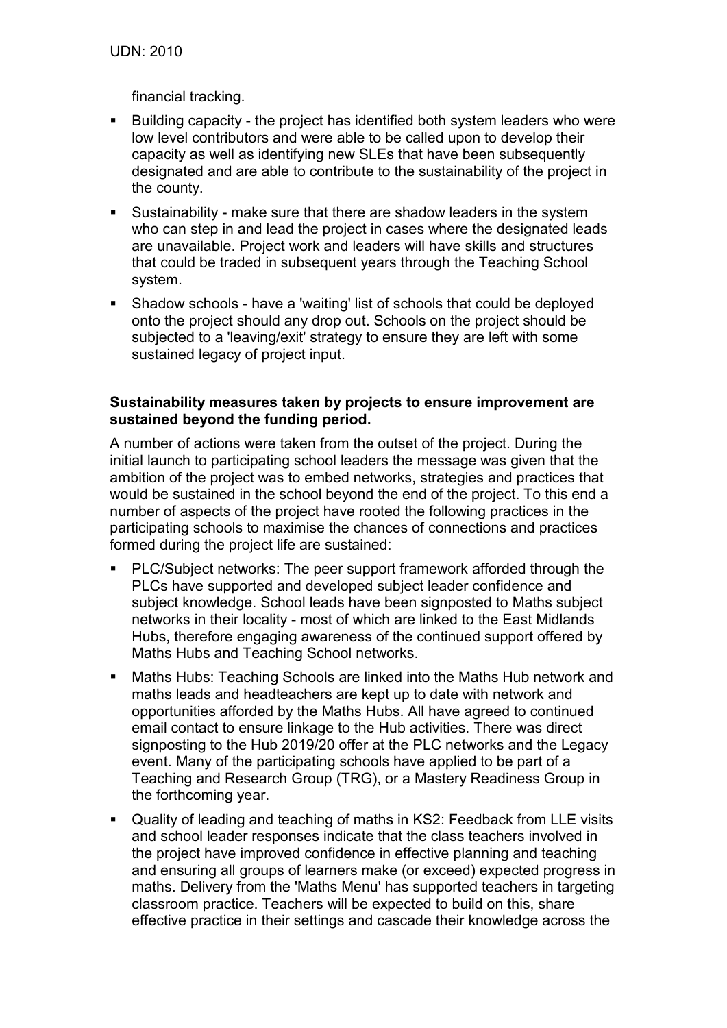financial tracking.

- Building capacity - the project has identified both system leaders who were low level contributors and were able to be called upon to develop their capacity as well as identifying new SLEs that have been subsequently designated and are able to contribute to the sustainability of the project in the county.
- Sustainability - make sure that there are shadow leaders in the system who can step in and lead the project in cases where the designated leads are unavailable. Project work and leaders will have skills and structures that could be traded in subsequent years through the Teaching School system.
- Shadow schools - have a 'waiting' list of schools that could be deployed onto the project should any drop out. Schools on the project should be subjected to a 'leaving/exit' strategy to ensure they are left with some sustained legacy of project input.

**Sustainability measures taken by projects to ensure improvement are sustained beyond the funding period.**

A number of actions were taken from the outset of the project. During the initial launch to participating school leaders the message was given that the ambition of the project was to embed networks, strategies and practices that would be sustained in the school beyond the end of the project. To this end a number of aspects of the project have rooted the following practices in the participating schools to maximise the chances of connections and practices formed during the project life are sustained:

- PLC/Subject networks: The peer support framework afforded through the PLCs have supported and developed subject leader confidence and subject knowledge. School leads have been signposted to Maths subject networks in their locality - most of which are linked to the East Midlands Hubs, therefore engaging awareness of the continued support offered by Maths Hubs and Teaching School networks.
- Maths Hubs: Teaching Schools are linked into the Maths Hub network and maths leads and headteachers are kept up to date with network and opportunities afforded by the Maths Hubs. All have agreed to continued email contact to ensure linkage to the Hub activities. There was direct signposting to the Hub 2019/20 offer at the PLC networks and the Legacy event. Many of the participating schools have applied to be part of a Teaching and Research Group (TRG), or a Mastery Readiness Group in the forthcoming year.
- Quality of leading and teaching of maths in KS2: Feedback from LLE visits and school leader responses indicate that the class teachers involved in the project have improved confidence in effective planning and teaching and ensuring all groups of learners make (or exceed) expected progress in maths. Delivery from the 'Maths Menu' has supported teachers in targeting classroom practice. Teachers will be expected to build on this, share effective practice in their settings and cascade their knowledge across the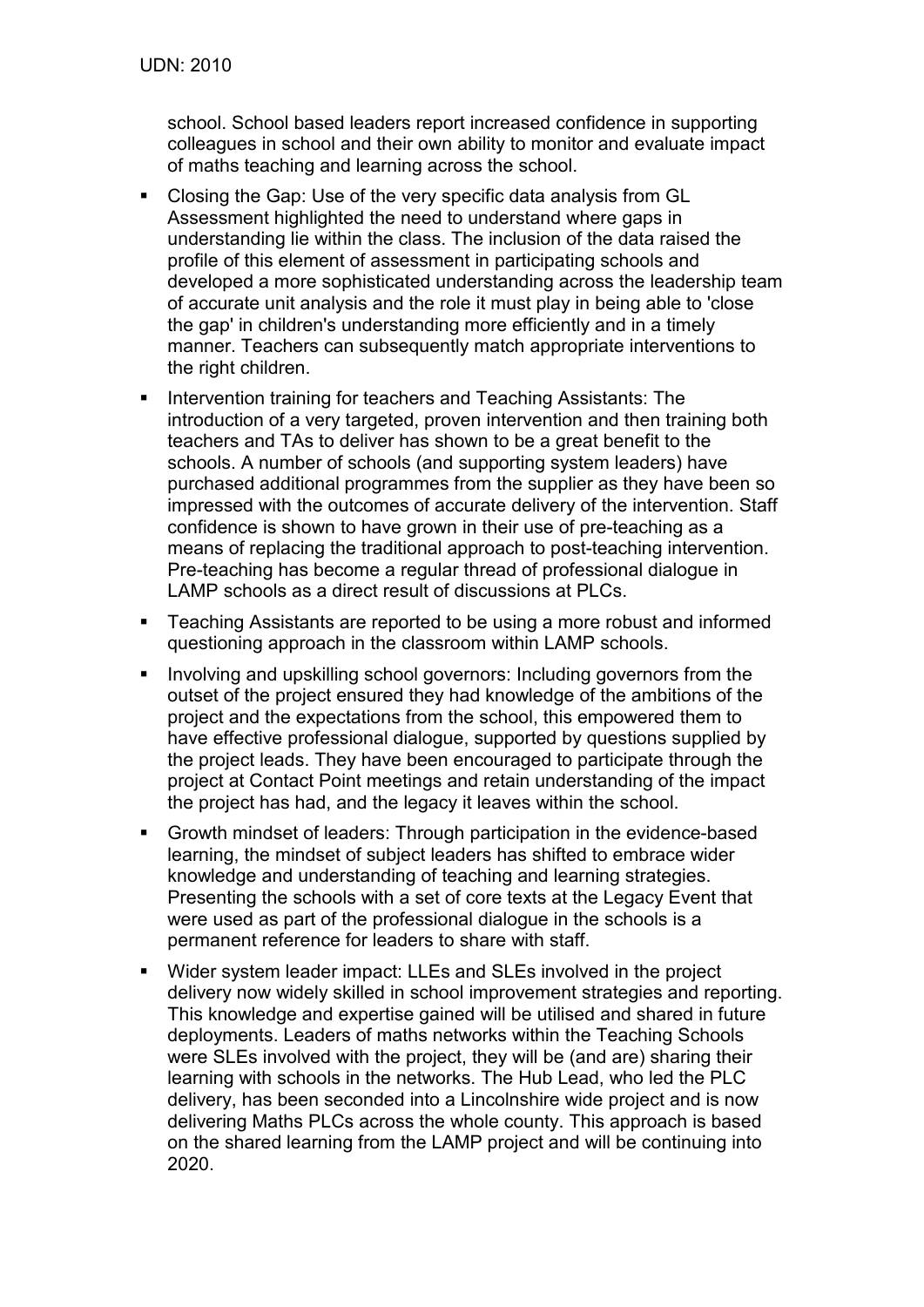school. School based leaders report increased confidence in supporting colleagues in school and their own ability to monitor and evaluate impact of maths teaching and learning across the school.

- Closing the Gap: Use of the very specific data analysis from GL Assessment highlighted the need to understand where gaps in understanding lie within the class. The inclusion of the data raised the profile of this element of assessment in participating schools and developed a more sophisticated understanding across the leadership team of accurate unit analysis and the role it must play in being able to 'close the gap' in children's understanding more efficiently and in a timely manner. Teachers can subsequently match appropriate interventions to the right children.
- Intervention training for teachers and Teaching Assistants: The introduction of a very targeted, proven intervention and then training both teachers and TAs to deliver has shown to be a great benefit to the schools. A number of schools (and supporting system leaders) have purchased additional programmes from the supplier as they have been so impressed with the outcomes of accurate delivery of the intervention. Staff confidence is shown to have grown in their use of pre-teaching as a means of replacing the traditional approach to post-teaching intervention. Pre-teaching has become a regular thread of professional dialogue in LAMP schools as a direct result of discussions at PLCs.
- Teaching Assistants are reported to be using a more robust and informed questioning approach in the classroom within LAMP schools.
- Involving and upskilling school governors: Including governors from the outset of the project ensured they had knowledge of the ambitions of the project and the expectations from the school, this empowered them to have effective professional dialogue, supported by questions supplied by the project leads. They have been encouraged to participate through the project at Contact Point meetings and retain understanding of the impact the project has had, and the legacy it leaves within the school.
- Growth mindset of leaders: Through participation in the evidence-based learning, the mindset of subject leaders has shifted to embrace wider knowledge and understanding of teaching and learning strategies. Presenting the schools with a set of core texts at the Legacy Event that were used as part of the professional dialogue in the schools is a permanent reference for leaders to share with staff.
- Wider system leader impact: LLEs and SLEs involved in the project delivery now widely skilled in school improvement strategies and reporting. This knowledge and expertise gained will be utilised and shared in future deployments. Leaders of maths networks within the Teaching Schools were SLEs involved with the project, they will be (and are) sharing their learning with schools in the networks. The Hub Lead, who led the PLC delivery, has been seconded into a Lincolnshire wide project and is now delivering Maths PLCs across the whole county. This approach is based on the shared learning from the LAMP project and will be continuing into 2020.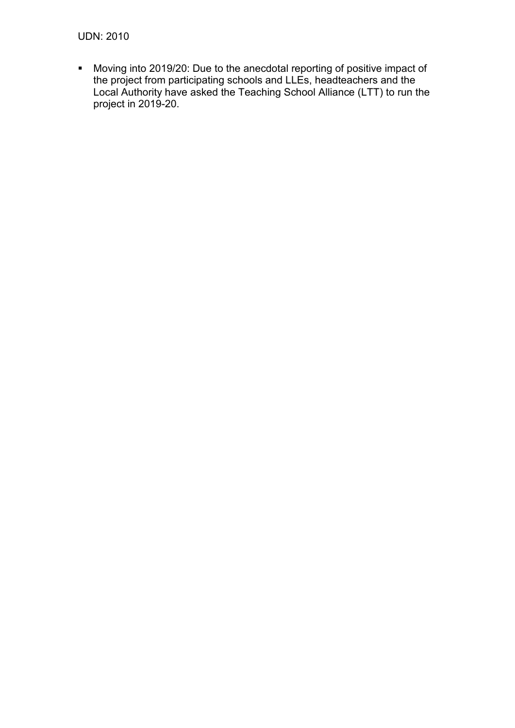- Moving into 2019/20: Due to the anecdotal reporting of positive impact of the project from participating schools and LLEs, headteachers and the Local Authority have asked the Teaching School Alliance (LTT) to run the project in 2019-20.